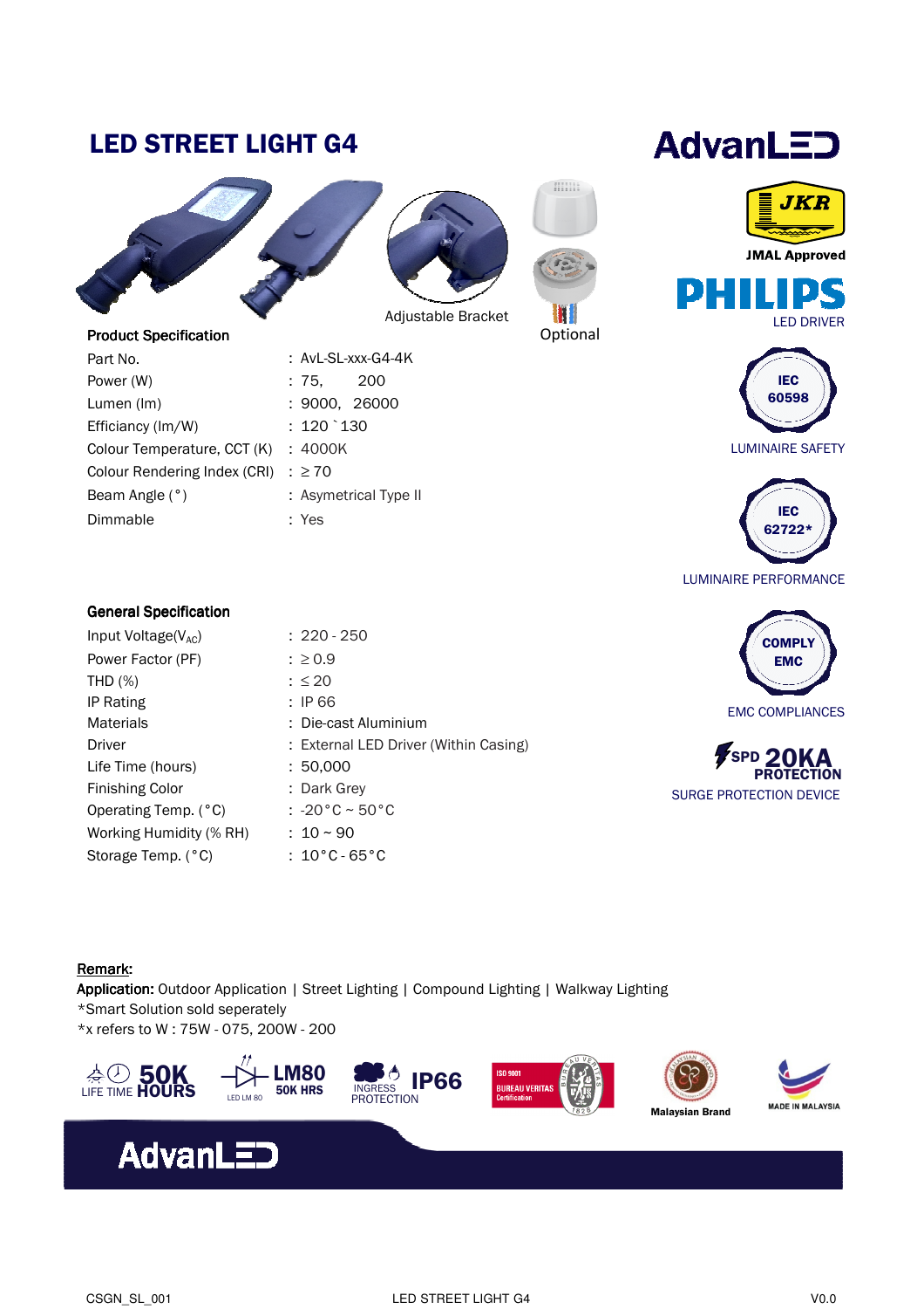# LED STREET LIGHT G4

AdvanLED

JKR

JMAL Approved

PHILIPS
LED DRIVER

IEC 60598
LUMINAIRE SAFETY

IEC 62722*
LUMINAIRE PERFORMANCE

COMPLY EMC
EMC COMPLIANCES

SPD 20KA PROTECTION
SURGE PROTECTION DEVICE

Adjustable Bracket

Optional

### Product Specification

| | |
|---|---|
| Part No. | : AvL-SL-xxx-G4-4K |
| Power (W) | : 75, 200 |
| Lumen (lm) | : 9000, 26000 |
| Efficiency (lm/W) | : 120 ` 130 |
| Colour Temperature, CCT (K) | : 4000K |
| Colour Rendering Index (CRI) | : ≥ 70 |
| Beam Angle (°) | : Asymetrical Type II |
| Dimmable | : Yes |

### General Specification

| | |
|---|---|
| Input Voltage($V_{AC}$) | : 220 - 250 |
| Power Factor (PF) | : ≥ 0.9 |
| THD (%) | : ≤ 20 |
| IP Rating | : IP 66 |
| Materials | : Die-cast Aluminium |
| Driver | : External LED Driver (Within Casing) |
| Life Time (hours) | : 50,000 |
| Finishing Color | : Dark Grey |
| Operating Temp. (°C) | : -20°C ~ 50°C |
| Working Humidity (% RH) | : 10 ~ 90 |
| Storage Temp. (°C) | : 10°C - 65°C |

<u>Remark:</u>

**Application:** Outdoor Application | Street Lighting | Compound Lighting | Walkway Lighting

*Smart Solution sold seperately

*x refers to W : 75W - 075, 200W - 200

LIFE TIME 50K HOURS | LED LM 80 LM80 50K HRS | INGRESS PROTECTION IP66 | ISO 9001 BUREAU VERITAS Certification | Malaysian Brand | MADE IN MALAYSIA

AdvanLED

CSGN_SL_001 LED STREET LIGHT G4 V0.0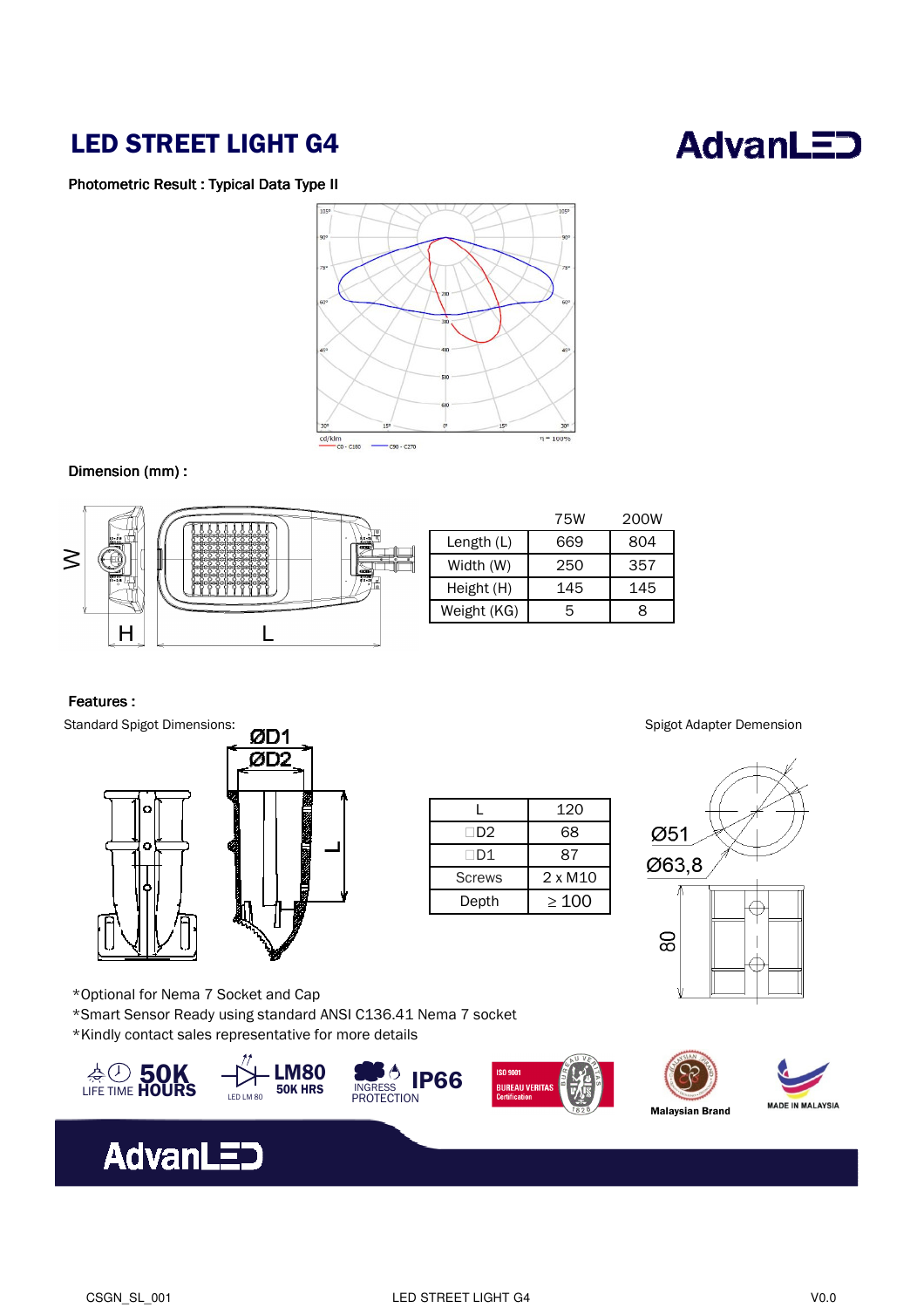# LED STREET LIGHT G4

AdvanLED

**Photometric Result : Typical Data Type II**

105° 105°
90° 90°
75° 75°
60° 60°
200
300
45° 400 45°
500
600
30° 15° 0° 15° 30°
cd/klm η = 100%
C0 - C180 C90 - C270

**Dimension (mm) :**

W
H
L

| | 75W | 200W |
|---|---|---|
| Length (L) | 669 | 804 |
| Width (W) | 250 | 357 |
| Height (H) | 145 | 145 |
| Weight (KG) | 5 | 8 |

**Features :**

Standard Spigot Dimensions:

ØD1
ØD2
L

| | |
|---|---|
| L | 120 |
| □D2 | 68 |
| □D1 | 87 |
| Screws | 2 x M10 |
| Depth | ≥ 100 |

Spigot Adapter Demension

Ø51
Ø63,8
80

*Optional for Nema 7 Socket and Cap

*Smart Sensor Ready using standard ANSI C136.41 Nema 7 socket

*Kindly contact sales representative for more details

LIFE TIME 50K HOURS
LED LM 80 LM80 50K HRS
INGRESS PROTECTION IP66
ISO 9001 BUREAU VERITAS Certification
Malaysian Brand
MADE IN MALAYSIA

AdvanLED